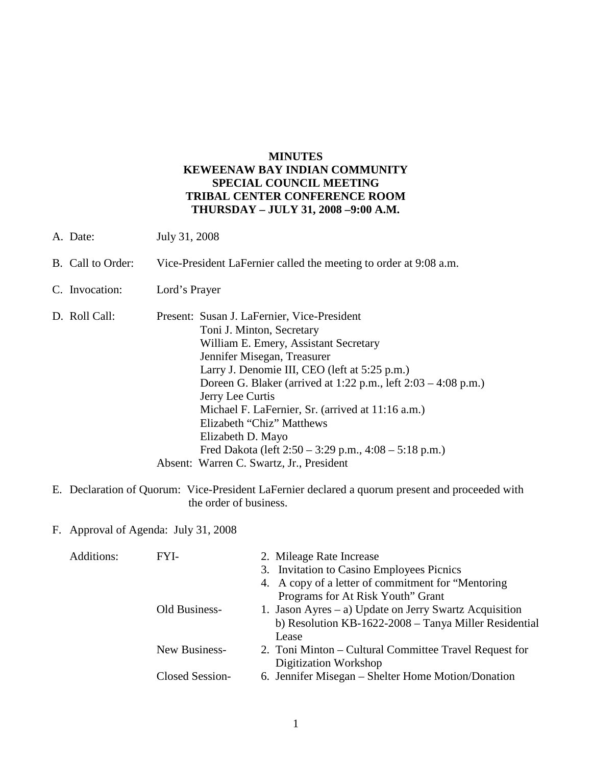# MINUTES
# KEWEENAW BAY INDIAN COMMUNITY
# SPECIAL COUNCIL MEETING
# TRIBAL CENTER CONFERENCE ROOM
# THURSDAY – JULY 31, 2008 –9:00 A.M.

A. Date: July 31, 2008

B. Call to Order: Vice-President LaFernier called the meeting to order at 9:08 a.m.

C. Invocation: Lord's Prayer

D. Roll Call: Present: Susan J. LaFernier, Vice-President
Toni J. Minton, Secretary
William E. Emery, Assistant Secretary
Jennifer Misegan, Treasurer
Larry J. Denomie III, CEO (left at 5:25 p.m.)
Doreen G. Blaker (arrived at 1:22 p.m., left 2:03 – 4:08 p.m.)
Jerry Lee Curtis
Michael F. LaFernier, Sr. (arrived at 11:16 a.m.)
Elizabeth "Chiz" Matthews
Elizabeth D. Mayo
Fred Dakota (left 2:50 – 3:29 p.m., 4:08 – 5:18 p.m.)
Absent: Warren C. Swartz, Jr., President

E. Declaration of Quorum: Vice-President LaFernier declared a quorum present and proceeded with the order of business.

F. Approval of Agenda: July 31, 2008

| | | |
|---|---|---|
| Additions: | FYI- | 2. Mileage Rate Increase<br>3. Invitation to Casino Employees Picnics<br>4. A copy of a letter of commitment for "Mentoring Programs for At Risk Youth" Grant |
| | Old Business- | 1. Jason Ayres – a) Update on Jerry Swartz Acquisition<br>b) Resolution KB-1622-2008 – Tanya Miller Residential Lease |
| | New Business- | 2. Toni Minton – Cultural Committee Travel Request for Digitization Workshop |
| | Closed Session- | 6. Jennifer Misegan – Shelter Home Motion/Donation |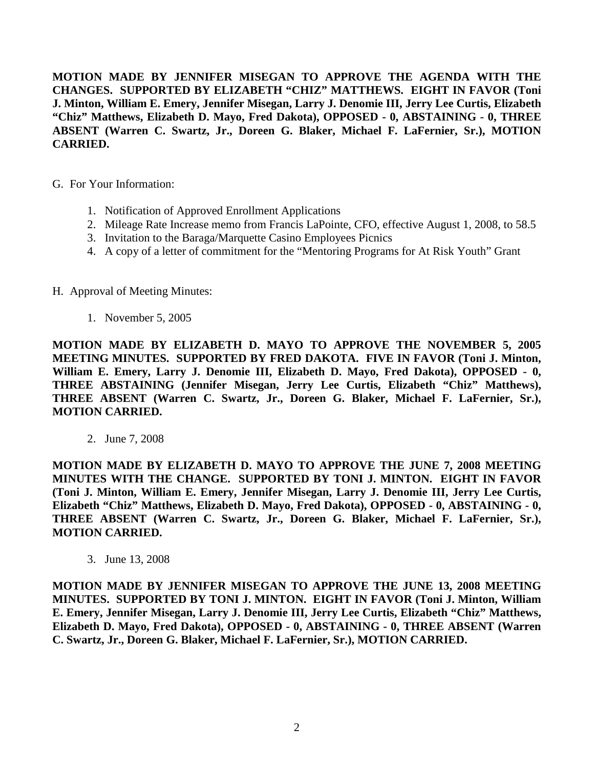**MOTION MADE BY JENNIFER MISEGAN TO APPROVE THE AGENDA WITH THE CHANGES. SUPPORTED BY ELIZABETH "CHIZ" MATTHEWS. EIGHT IN FAVOR (Toni J. Minton, William E. Emery, Jennifer Misegan, Larry J. Denomie III, Jerry Lee Curtis, Elizabeth "Chiz" Matthews, Elizabeth D. Mayo, Fred Dakota), OPPOSED - 0, ABSTAINING - 0, THREE ABSENT (Warren C. Swartz, Jr., Doreen G. Blaker, Michael F. LaFernier, Sr.), MOTION CARRIED.**

G. For Your Information:

1. Notification of Approved Enrollment Applications
2. Mileage Rate Increase memo from Francis LaPointe, CFO, effective August 1, 2008, to 58.5
3. Invitation to the Baraga/Marquette Casino Employees Picnics
4. A copy of a letter of commitment for the "Mentoring Programs for At Risk Youth" Grant

H. Approval of Meeting Minutes:

1. November 5, 2005

**MOTION MADE BY ELIZABETH D. MAYO TO APPROVE THE NOVEMBER 5, 2005 MEETING MINUTES. SUPPORTED BY FRED DAKOTA. FIVE IN FAVOR (Toni J. Minton, William E. Emery, Larry J. Denomie III, Elizabeth D. Mayo, Fred Dakota), OPPOSED - 0, THREE ABSTAINING (Jennifer Misegan, Jerry Lee Curtis, Elizabeth "Chiz" Matthews), THREE ABSENT (Warren C. Swartz, Jr., Doreen G. Blaker, Michael F. LaFernier, Sr.), MOTION CARRIED.**

2. June 7, 2008

**MOTION MADE BY ELIZABETH D. MAYO TO APPROVE THE JUNE 7, 2008 MEETING MINUTES WITH THE CHANGE. SUPPORTED BY TONI J. MINTON. EIGHT IN FAVOR (Toni J. Minton, William E. Emery, Jennifer Misegan, Larry J. Denomie III, Jerry Lee Curtis, Elizabeth "Chiz" Matthews, Elizabeth D. Mayo, Fred Dakota), OPPOSED - 0, ABSTAINING - 0, THREE ABSENT (Warren C. Swartz, Jr., Doreen G. Blaker, Michael F. LaFernier, Sr.), MOTION CARRIED.**

3. June 13, 2008

**MOTION MADE BY JENNIFER MISEGAN TO APPROVE THE JUNE 13, 2008 MEETING MINUTES. SUPPORTED BY TONI J. MINTON. EIGHT IN FAVOR (Toni J. Minton, William E. Emery, Jennifer Misegan, Larry J. Denomie III, Jerry Lee Curtis, Elizabeth "Chiz" Matthews, Elizabeth D. Mayo, Fred Dakota), OPPOSED - 0, ABSTAINING - 0, THREE ABSENT (Warren C. Swartz, Jr., Doreen G. Blaker, Michael F. LaFernier, Sr.), MOTION CARRIED.**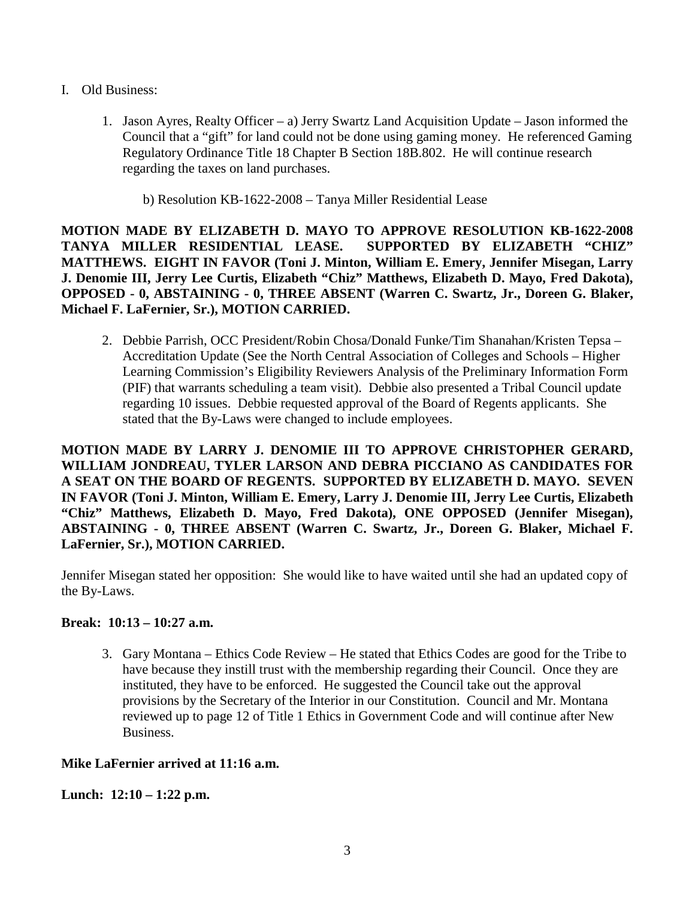I. Old Business:

1. Jason Ayres, Realty Officer – a) Jerry Swartz Land Acquisition Update – Jason informed the Council that a "gift" for land could not be done using gaming money. He referenced Gaming Regulatory Ordinance Title 18 Chapter B Section 18B.802. He will continue research regarding the taxes on land purchases.

   b) Resolution KB-1622-2008 – Tanya Miller Residential Lease

**MOTION MADE BY ELIZABETH D. MAYO TO APPROVE RESOLUTION KB-1622-2008 TANYA MILLER RESIDENTIAL LEASE. SUPPORTED BY ELIZABETH "CHIZ" MATTHEWS. EIGHT IN FAVOR (Toni J. Minton, William E. Emery, Jennifer Misegan, Larry J. Denomie III, Jerry Lee Curtis, Elizabeth "Chiz" Matthews, Elizabeth D. Mayo, Fred Dakota), OPPOSED - 0, ABSTAINING - 0, THREE ABSENT (Warren C. Swartz, Jr., Doreen G. Blaker, Michael F. LaFernier, Sr.), MOTION CARRIED.**

2. Debbie Parrish, OCC President/Robin Chosa/Donald Funke/Tim Shanahan/Kristen Tepsa – Accreditation Update (See the North Central Association of Colleges and Schools – Higher Learning Commission's Eligibility Reviewers Analysis of the Preliminary Information Form (PIF) that warrants scheduling a team visit). Debbie also presented a Tribal Council update regarding 10 issues. Debbie requested approval of the Board of Regents applicants. She stated that the By-Laws were changed to include employees.

**MOTION MADE BY LARRY J. DENOMIE III TO APPROVE CHRISTOPHER GERARD, WILLIAM JONDREAU, TYLER LARSON AND DEBRA PICCIANO AS CANDIDATES FOR A SEAT ON THE BOARD OF REGENTS. SUPPORTED BY ELIZABETH D. MAYO. SEVEN IN FAVOR (Toni J. Minton, William E. Emery, Larry J. Denomie III, Jerry Lee Curtis, Elizabeth "Chiz" Matthews, Elizabeth D. Mayo, Fred Dakota), ONE OPPOSED (Jennifer Misegan), ABSTAINING - 0, THREE ABSENT (Warren C. Swartz, Jr., Doreen G. Blaker, Michael F. LaFernier, Sr.), MOTION CARRIED.**

Jennifer Misegan stated her opposition: She would like to have waited until she had an updated copy of the By-Laws.

**Break: 10:13 – 10:27 a.m.**

3. Gary Montana – Ethics Code Review – He stated that Ethics Codes are good for the Tribe to have because they instill trust with the membership regarding their Council. Once they are instituted, they have to be enforced. He suggested the Council take out the approval provisions by the Secretary of the Interior in our Constitution. Council and Mr. Montana reviewed up to page 12 of Title 1 Ethics in Government Code and will continue after New Business.

**Mike LaFernier arrived at 11:16 a.m.**

**Lunch: 12:10 – 1:22 p.m.**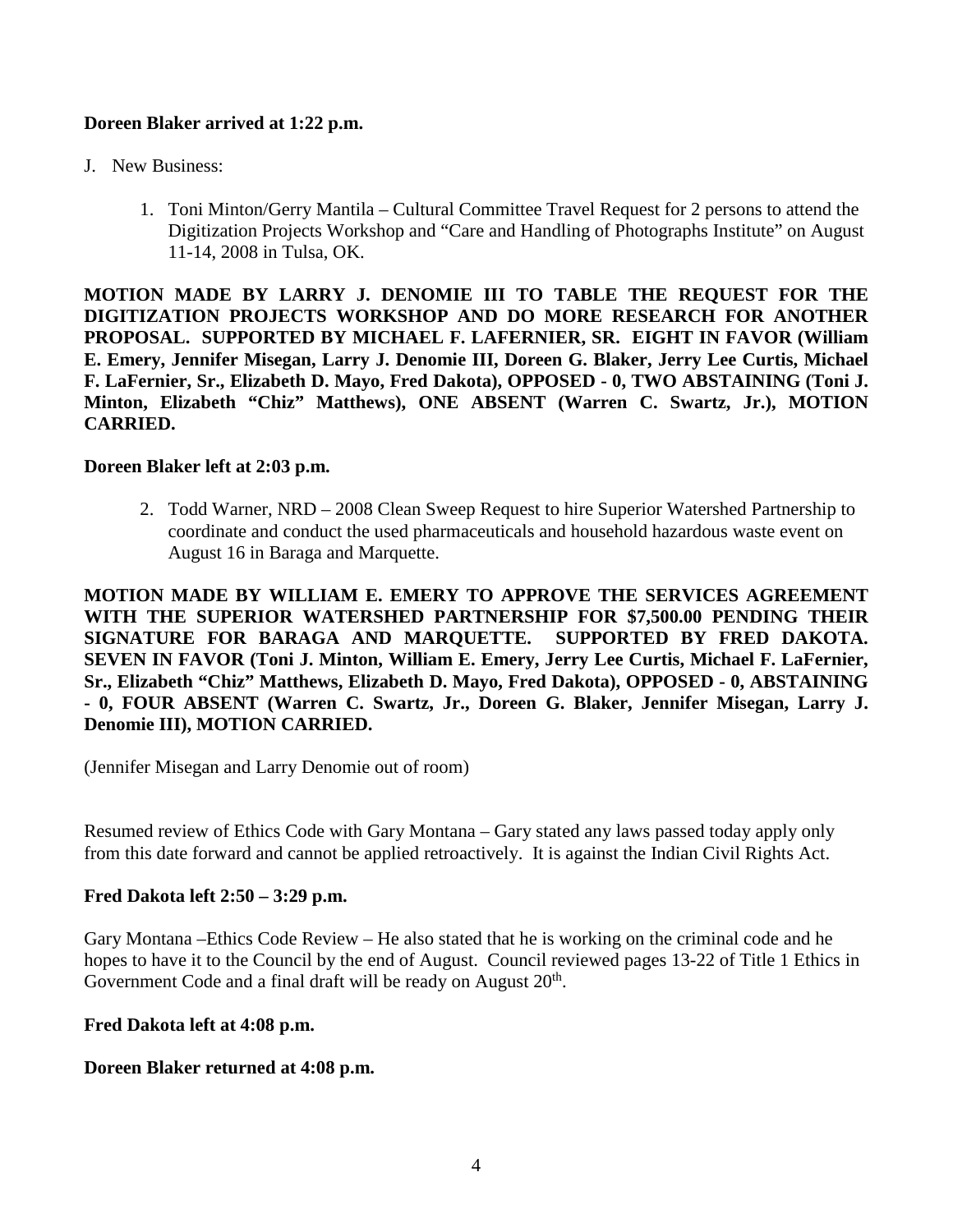**Doreen Blaker arrived at 1:22 p.m.**

J. New Business:

1. Toni Minton/Gerry Mantila – Cultural Committee Travel Request for 2 persons to attend the Digitization Projects Workshop and "Care and Handling of Photographs Institute" on August 11-14, 2008 in Tulsa, OK.

**MOTION MADE BY LARRY J. DENOMIE III TO TABLE THE REQUEST FOR THE DIGITIZATION PROJECTS WORKSHOP AND DO MORE RESEARCH FOR ANOTHER PROPOSAL. SUPPORTED BY MICHAEL F. LAFERNIER, SR. EIGHT IN FAVOR (William E. Emery, Jennifer Misegan, Larry J. Denomie III, Doreen G. Blaker, Jerry Lee Curtis, Michael F. LaFernier, Sr., Elizabeth D. Mayo, Fred Dakota), OPPOSED - 0, TWO ABSTAINING (Toni J. Minton, Elizabeth "Chiz" Matthews), ONE ABSENT (Warren C. Swartz, Jr.), MOTION CARRIED.**

**Doreen Blaker left at 2:03 p.m.**

2. Todd Warner, NRD – 2008 Clean Sweep Request to hire Superior Watershed Partnership to coordinate and conduct the used pharmaceuticals and household hazardous waste event on August 16 in Baraga and Marquette.

**MOTION MADE BY WILLIAM E. EMERY TO APPROVE THE SERVICES AGREEMENT WITH THE SUPERIOR WATERSHED PARTNERSHIP FOR $7,500.00 PENDING THEIR SIGNATURE FOR BARAGA AND MARQUETTE. SUPPORTED BY FRED DAKOTA. SEVEN IN FAVOR (Toni J. Minton, William E. Emery, Jerry Lee Curtis, Michael F. LaFernier, Sr., Elizabeth "Chiz" Matthews, Elizabeth D. Mayo, Fred Dakota), OPPOSED - 0, ABSTAINING - 0, FOUR ABSENT (Warren C. Swartz, Jr., Doreen G. Blaker, Jennifer Misegan, Larry J. Denomie III), MOTION CARRIED.**

(Jennifer Misegan and Larry Denomie out of room)

Resumed review of Ethics Code with Gary Montana – Gary stated any laws passed today apply only from this date forward and cannot be applied retroactively. It is against the Indian Civil Rights Act.

**Fred Dakota left 2:50 – 3:29 p.m.**

Gary Montana –Ethics Code Review – He also stated that he is working on the criminal code and he hopes to have it to the Council by the end of August. Council reviewed pages 13-22 of Title 1 Ethics in Government Code and a final draft will be ready on August 20th.

**Fred Dakota left at 4:08 p.m.**

**Doreen Blaker returned at 4:08 p.m.**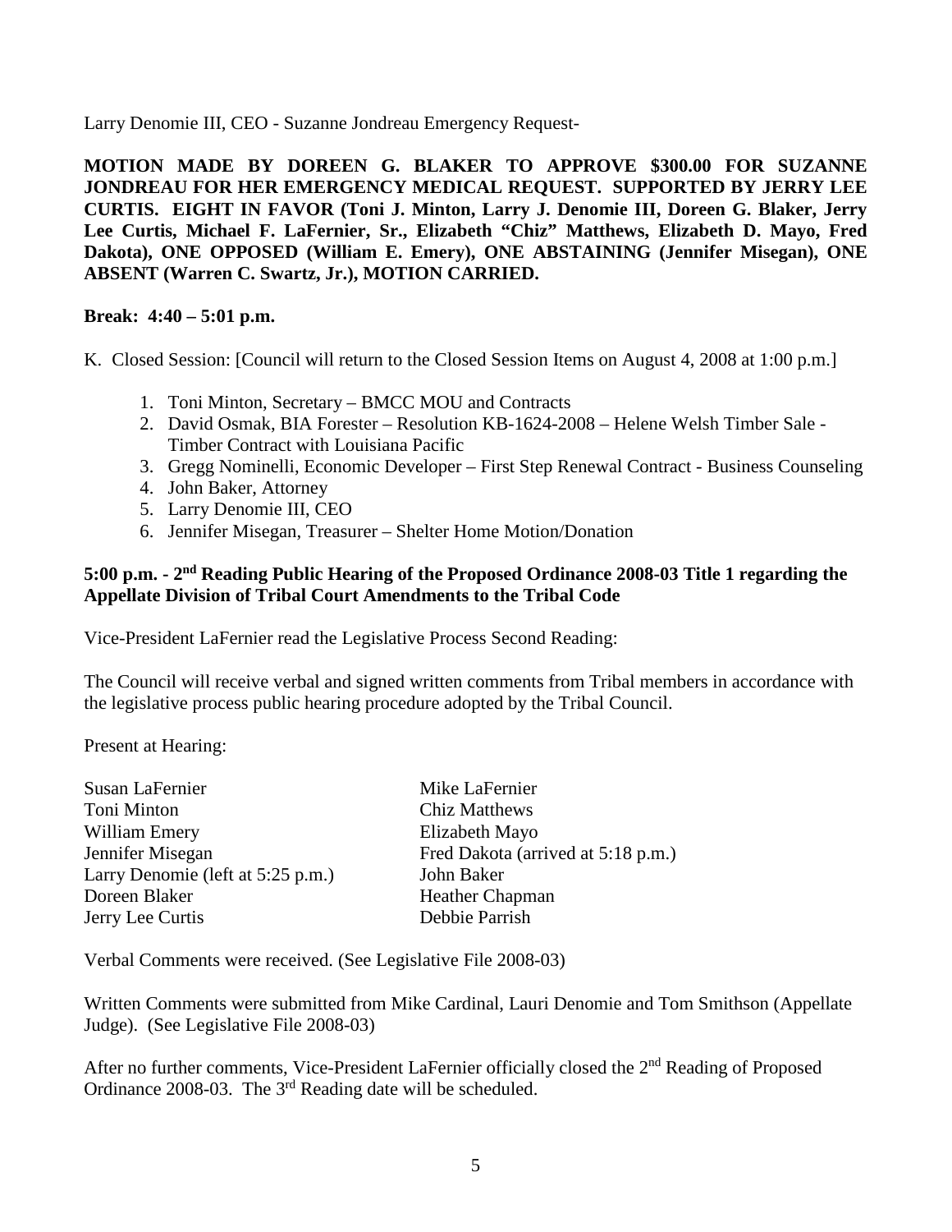Larry Denomie III, CEO - Suzanne Jondreau Emergency Request-

**MOTION MADE BY DOREEN G. BLAKER TO APPROVE $300.00 FOR SUZANNE JONDREAU FOR HER EMERGENCY MEDICAL REQUEST. SUPPORTED BY JERRY LEE CURTIS. EIGHT IN FAVOR (Toni J. Minton, Larry J. Denomie III, Doreen G. Blaker, Jerry Lee Curtis, Michael F. LaFernier, Sr., Elizabeth "Chiz" Matthews, Elizabeth D. Mayo, Fred Dakota), ONE OPPOSED (William E. Emery), ONE ABSTAINING (Jennifer Misegan), ONE ABSENT (Warren C. Swartz, Jr.), MOTION CARRIED.**

**Break: 4:40 – 5:01 p.m.**

K. Closed Session: [Council will return to the Closed Session Items on August 4, 2008 at 1:00 p.m.]

1. Toni Minton, Secretary – BMCC MOU and Contracts
2. David Osmak, BIA Forester – Resolution KB-1624-2008 – Helene Welsh Timber Sale - Timber Contract with Louisiana Pacific
3. Gregg Nominelli, Economic Developer – First Step Renewal Contract - Business Counseling
4. John Baker, Attorney
5. Larry Denomie III, CEO
6. Jennifer Misegan, Treasurer – Shelter Home Motion/Donation

**5:00 p.m. - 2nd Reading Public Hearing of the Proposed Ordinance 2008-03 Title 1 regarding the Appellate Division of Tribal Court Amendments to the Tribal Code**

Vice-President LaFernier read the Legislative Process Second Reading:

The Council will receive verbal and signed written comments from Tribal members in accordance with the legislative process public hearing procedure adopted by the Tribal Council.

Present at Hearing:

| | |
|---|---|
| Susan LaFernier | Mike LaFernier |
| Toni Minton | Chiz Matthews |
| William Emery | Elizabeth Mayo |
| Jennifer Misegan | Fred Dakota (arrived at 5:18 p.m.) |
| Larry Denomie (left at 5:25 p.m.) | John Baker |
| Doreen Blaker | Heather Chapman |
| Jerry Lee Curtis | Debbie Parrish |

Verbal Comments were received. (See Legislative File 2008-03)

Written Comments were submitted from Mike Cardinal, Lauri Denomie and Tom Smithson (Appellate Judge). (See Legislative File 2008-03)

After no further comments, Vice-President LaFernier officially closed the 2nd Reading of Proposed Ordinance 2008-03. The 3rd Reading date will be scheduled.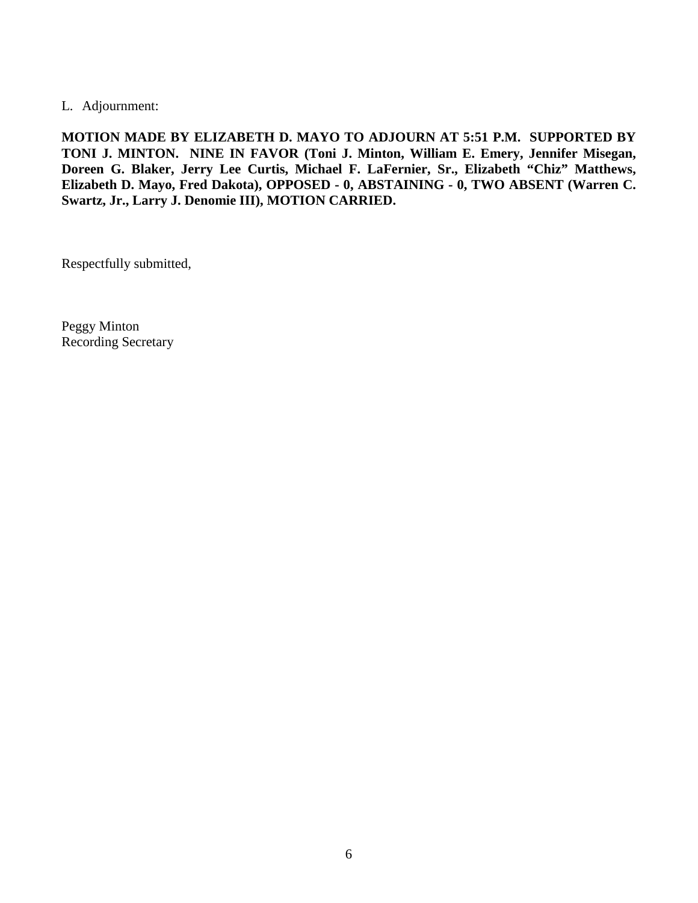L. Adjournment:

**MOTION MADE BY ELIZABETH D. MAYO TO ADJOURN AT 5:51 P.M. SUPPORTED BY TONI J. MINTON. NINE IN FAVOR (Toni J. Minton, William E. Emery, Jennifer Misegan, Doreen G. Blaker, Jerry Lee Curtis, Michael F. LaFernier, Sr., Elizabeth "Chiz" Matthews, Elizabeth D. Mayo, Fred Dakota), OPPOSED - 0, ABSTAINING - 0, TWO ABSENT (Warren C. Swartz, Jr., Larry J. Denomie III), MOTION CARRIED.**

Respectfully submitted,

Peggy Minton
Recording Secretary